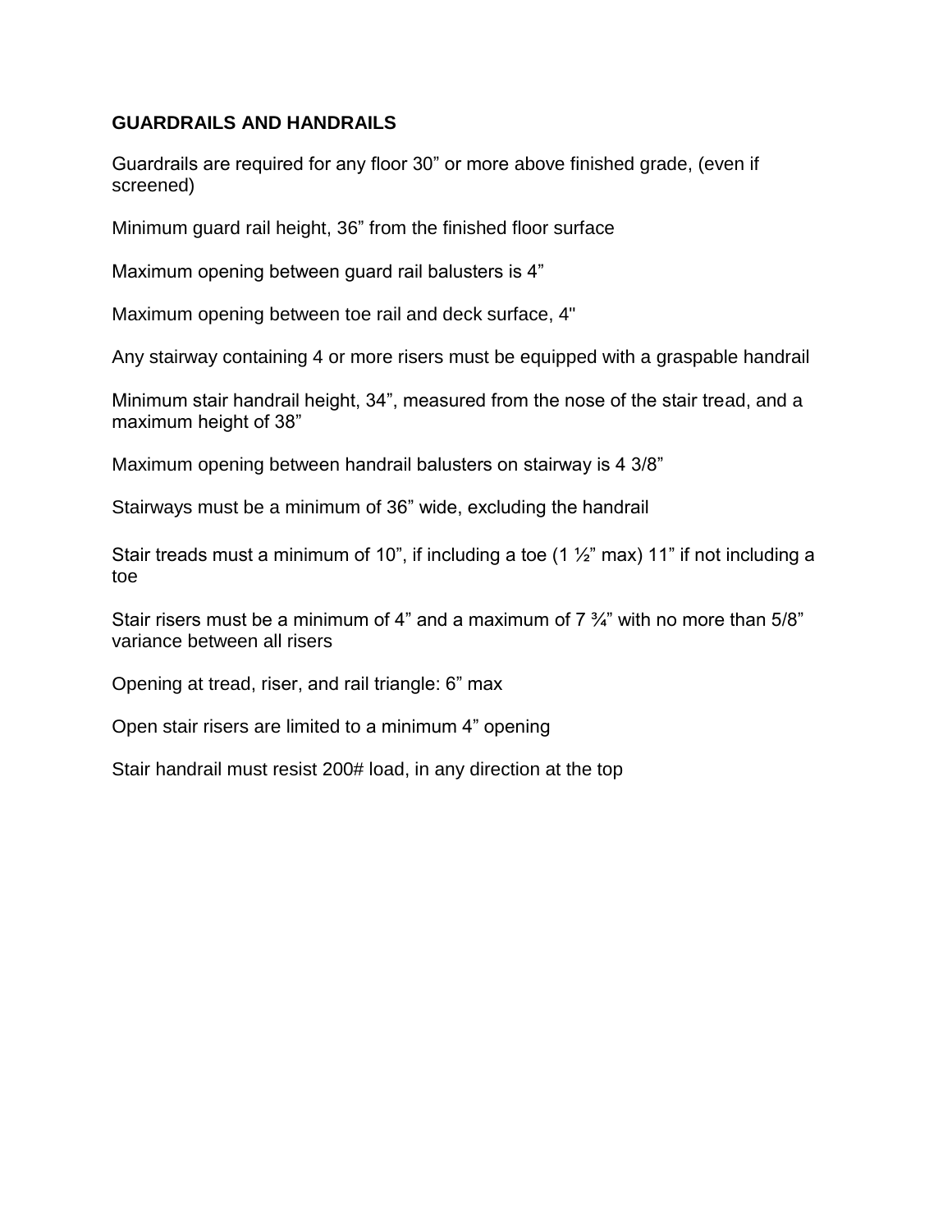## GUARDRAILS AND HANDRAILS

Guardrails are required for any floor 30” or more above finished grade, (even if screened)

Minimum guard rail height, 36” from the finished floor surface

Maximum opening between guard rail balusters is 4”

Maximum opening between toe rail and deck surface, 4"

Any stairway containing 4 or more risers must be equipped with a graspable handrail

Minimum stair handrail height, 34”, measured from the nose of the stair tread, and a maximum height of 38”

Maximum opening between handrail balusters on stairway is 4 3/8”

Stairways must be a minimum of 36” wide, excluding the handrail

Stair treads must a minimum of 10”, if including a toe (1 ½” max) 11” if not including a toe

Stair risers must be a minimum of 4” and a maximum of 7 ¾” with no more than 5/8” variance between all risers

Opening at tread, riser, and rail triangle: 6” max

Open stair risers are limited to a minimum 4” opening

Stair handrail must resist 200# load, in any direction at the top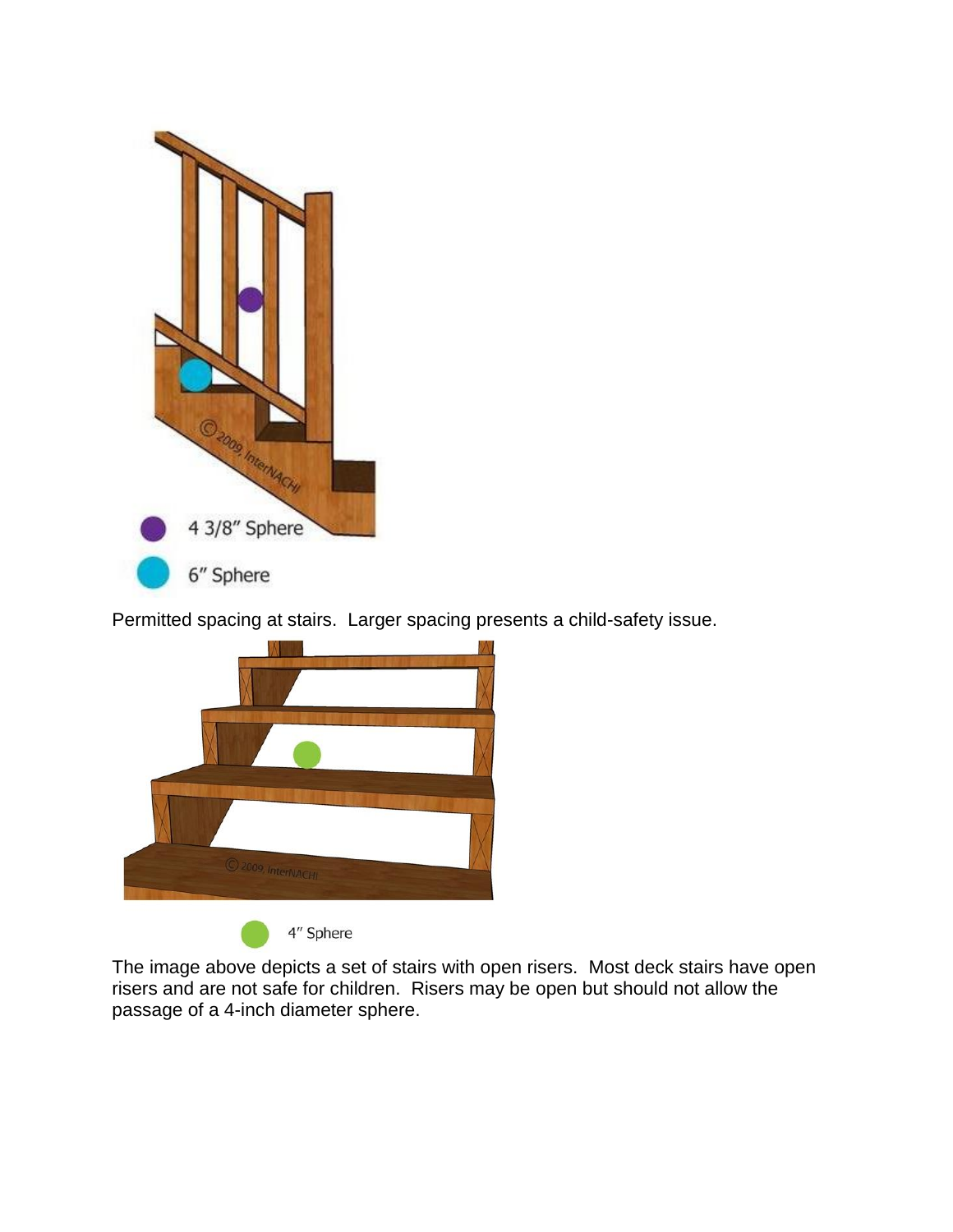Permitted spacing at stairs. Larger spacing presents a child-safety issue.

The image above depicts a set of stairs with open risers. Most deck stairs have open risers and are not safe for children. Risers may be open but should not allow the passage of a 4-inch diameter sphere.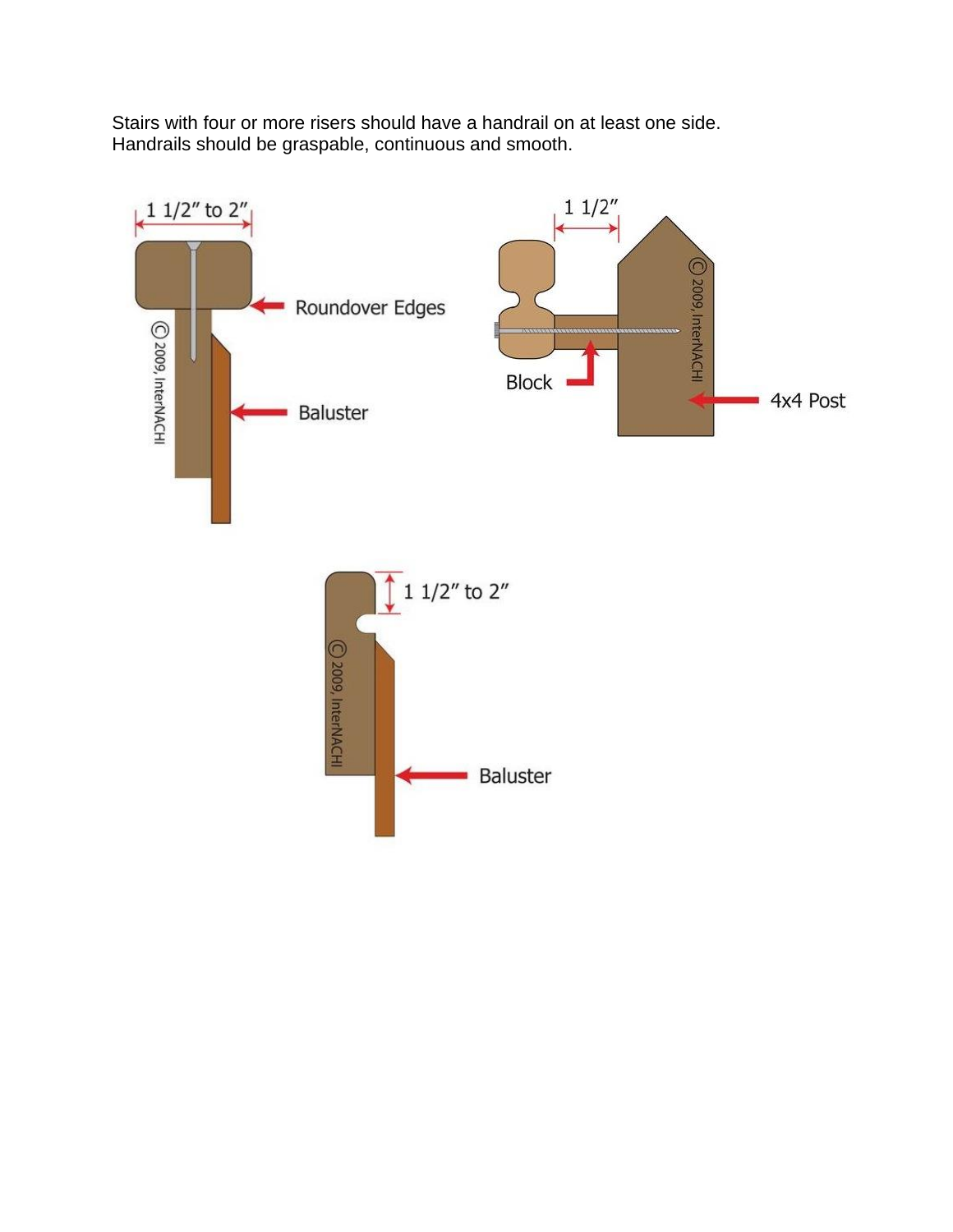Stairs with four or more risers should have a handrail on at least one side.
Handrails should be graspable, continuous and smooth.

1 1/2" to 2"

Roundover Edges

Baluster

© 2009, InterNACHI

1 1/2"

Block

4x4 Post

© 2009, InterNACHI

1 1/2" to 2"

Baluster

© 2009, InterNACHI